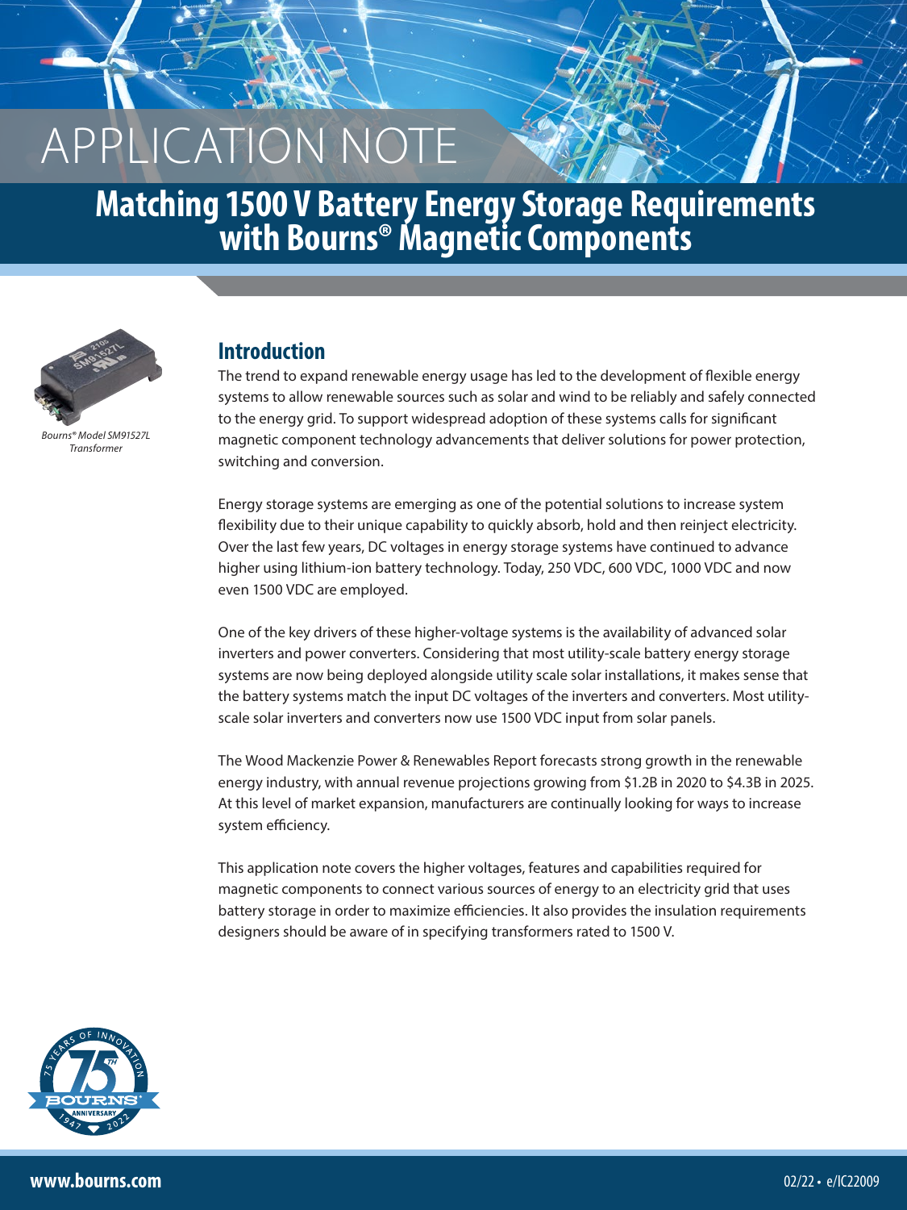# APPLICATION NOTE

## Matching 1500 V Battery Energy Storage Requirements with Bourns® Magnetic Components

*Bourns® Model SM91527L Transformer*

### Introduction

The trend to expand renewable energy usage has led to the development of flexible energy systems to allow renewable sources such as solar and wind to be reliably and safely connected to the energy grid. To support widespread adoption of these systems calls for significant magnetic component technology advancements that deliver solutions for power protection, switching and conversion.

Energy storage systems are emerging as one of the potential solutions to increase system flexibility due to their unique capability to quickly absorb, hold and then reinject electricity. Over the last few years, DC voltages in energy storage systems have continued to advance higher using lithium-ion battery technology. Today, 250 VDC, 600 VDC, 1000 VDC and now even 1500 VDC are employed.

One of the key drivers of these higher-voltage systems is the availability of advanced solar inverters and power converters. Considering that most utility-scale battery energy storage systems are now being deployed alongside utility scale solar installations, it makes sense that the battery systems match the input DC voltages of the inverters and converters. Most utility-scale solar inverters and converters now use 1500 VDC input from solar panels.

The Wood Mackenzie Power & Renewables Report forecasts strong growth in the renewable energy industry, with annual revenue projections growing from $1.2B in 2020 to $4.3B in 2025. At this level of market expansion, manufacturers are continually looking for ways to increase system efficiency.

This application note covers the higher voltages, features and capabilities required for magnetic components to connect various sources of energy to an electricity grid that uses battery storage in order to maximize efficiencies. It also provides the insulation requirements designers should be aware of in specifying transformers rated to 1500 V.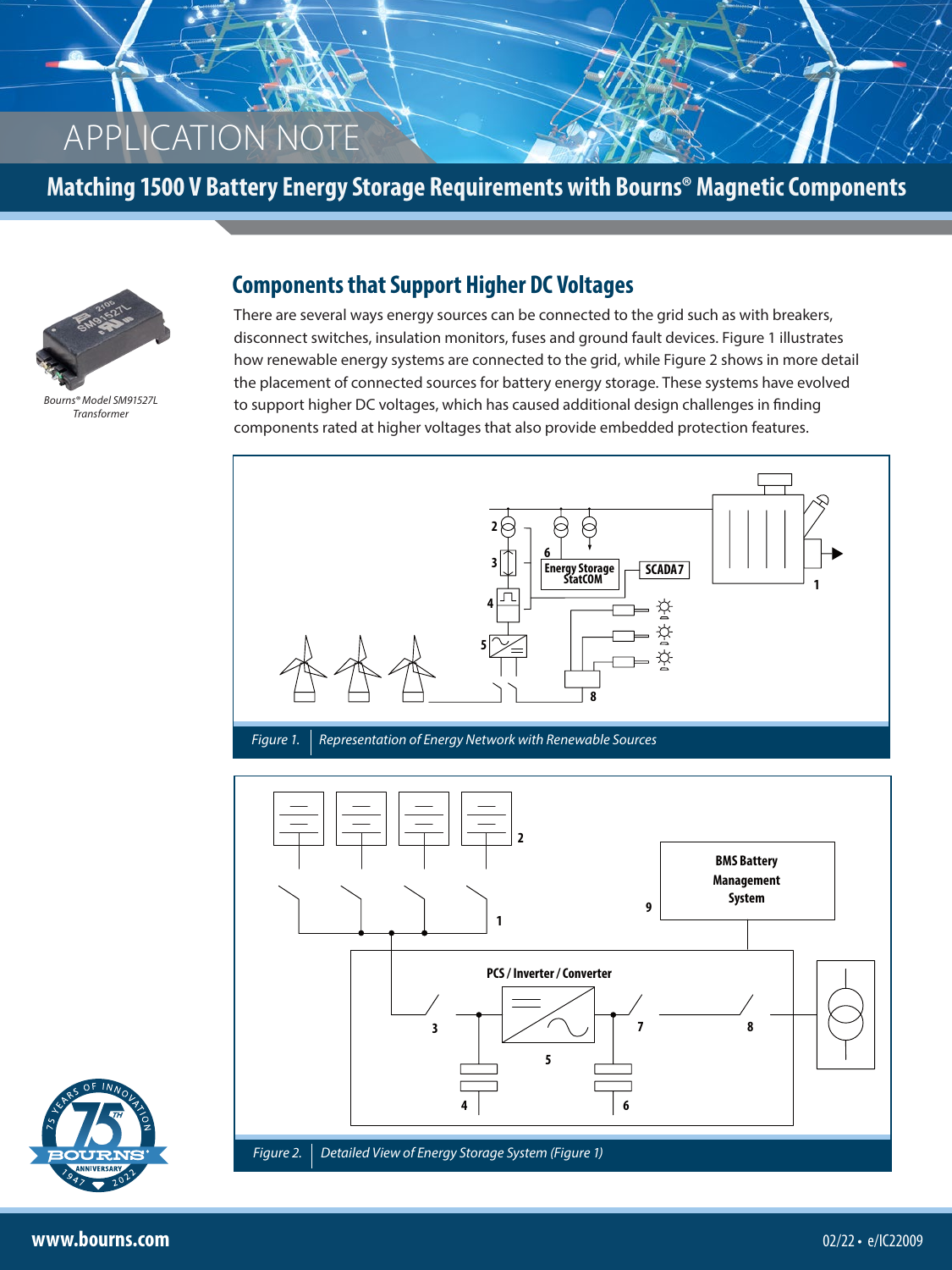# APPLICATION NOTE

## Matching 1500 V Battery Energy Storage Requirements with Bourns® Magnetic Components

*Bourns® Model SM91527L Transformer*

## Components that Support Higher DC Voltages

There are several ways energy sources can be connected to the grid such as with breakers, disconnect switches, insulation monitors, fuses and ground fault devices. Figure 1 illustrates how renewable energy systems are connected to the grid, while Figure 2 shows in more detail the placement of connected sources for battery energy storage. These systems have evolved to support higher DC voltages, which has caused additional design challenges in finding components rated at higher voltages that also provide embedded protection features.

*Figure 1.* *Representation of Energy Network with Renewable Sources*

*Figure 2.* *Detailed View of Energy Storage System (Figure 1)*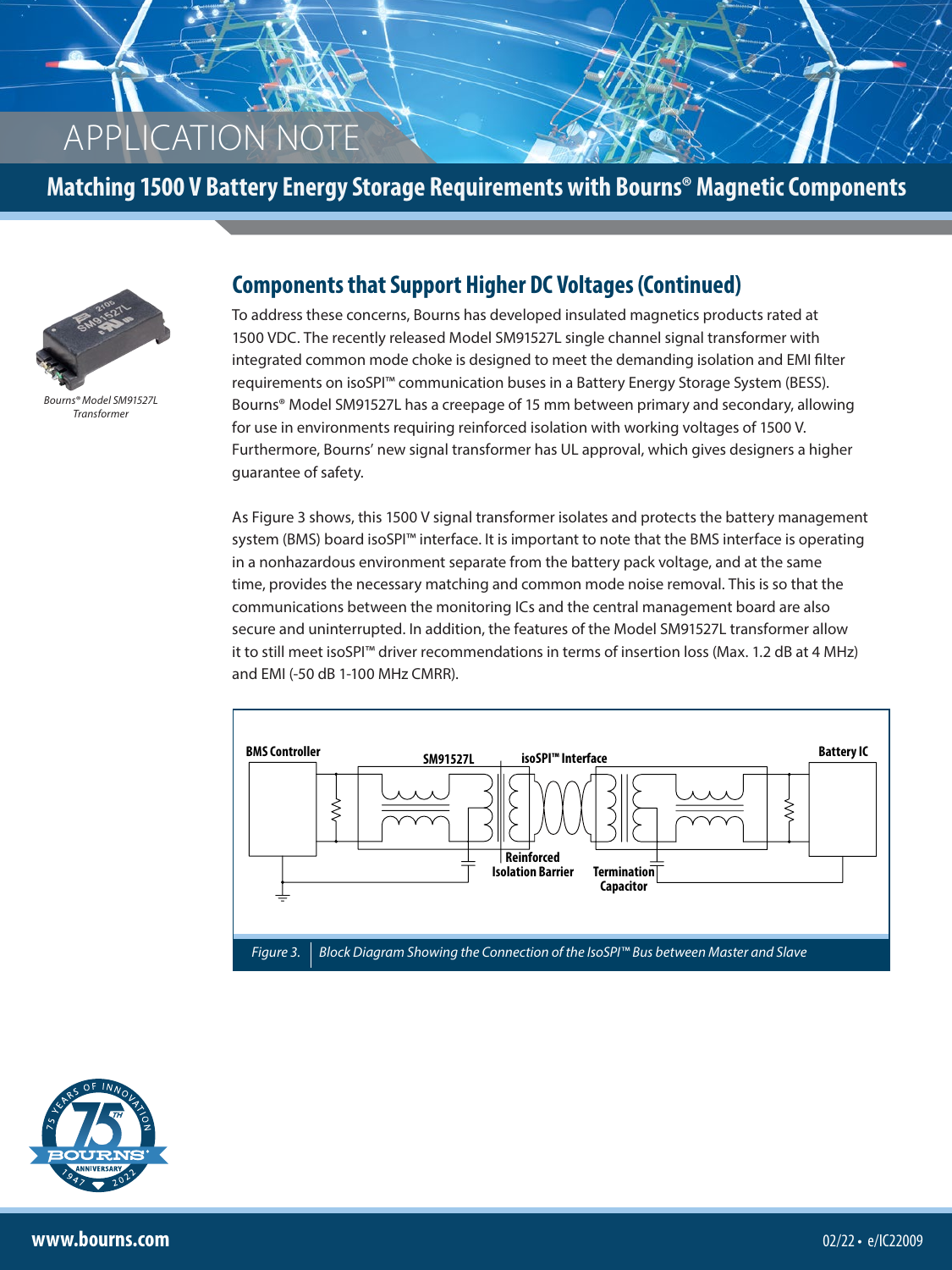# APPLICATION NOTE

## Matching 1500 V Battery Energy Storage Requirements with Bourns® Magnetic Components

*Bourns® Model SM91527L Transformer*

### Components that Support Higher DC Voltages (Continued)

To address these concerns, Bourns has developed insulated magnetics products rated at 1500 VDC. The recently released Model SM91527L single channel signal transformer with integrated common mode choke is designed to meet the demanding isolation and EMI filter requirements on isoSPI™ communication buses in a Battery Energy Storage System (BESS). Bourns® Model SM91527L has a creepage of 15 mm between primary and secondary, allowing for use in environments requiring reinforced isolation with working voltages of 1500 V. Furthermore, Bourns' new signal transformer has UL approval, which gives designers a higher guarantee of safety.

As Figure 3 shows, this 1500 V signal transformer isolates and protects the battery management system (BMS) board isoSPI™ interface. It is important to note that the BMS interface is operating in a nonhazardous environment separate from the battery pack voltage, and at the same time, provides the necessary matching and common mode noise removal. This is so that the communications between the monitoring ICs and the central management board are also secure and uninterrupted. In addition, the features of the Model SM91527L transformer allow it to still meet isoSPI™ driver recommendations in terms of insertion loss (Max. 1.2 dB at 4 MHz) and EMI (-50 dB 1-100 MHz CMRR).

BMS Controller | SM91527L | isoSPI™ Interface | Battery IC | Reinforced Isolation Barrier | Termination Capacitor

*Figure 3. Block Diagram Showing the Connection of the IsoSPI™ Bus between Master and Slave*

www.bourns.com

02/22 • e/IC22009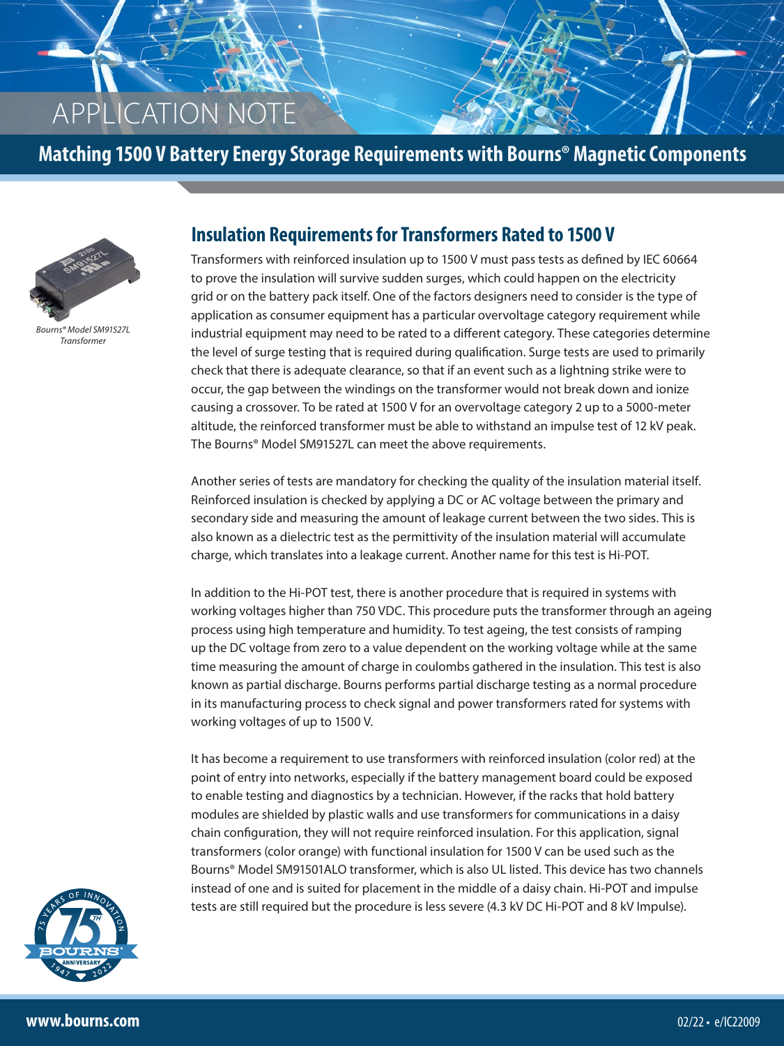## Insulation Requirements for Transformers Rated to 1500 V

*Bourns® Model SM91527L Transformer*

Transformers with reinforced insulation up to 1500 V must pass tests as defined by IEC 60664 to prove the insulation will survive sudden surges, which could happen on the electricity grid or on the battery pack itself. One of the factors designers need to consider is the type of application as consumer equipment has a particular overvoltage category requirement while industrial equipment may need to be rated to a different category. These categories determine the level of surge testing that is required during qualification. Surge tests are used to primarily check that there is adequate clearance, so that if an event such as a lightning strike were to occur, the gap between the windings on the transformer would not break down and ionize causing a crossover. To be rated at 1500 V for an overvoltage category 2 up to a 5000-meter altitude, the reinforced transformer must be able to withstand an impulse test of 12 kV peak. The Bourns® Model SM91527L can meet the above requirements.

Another series of tests are mandatory for checking the quality of the insulation material itself. Reinforced insulation is checked by applying a DC or AC voltage between the primary and secondary side and measuring the amount of leakage current between the two sides. This is also known as a dielectric test as the permittivity of the insulation material will accumulate charge, which translates into a leakage current. Another name for this test is Hi-POT.

In addition to the Hi-POT test, there is another procedure that is required in systems with working voltages higher than 750 VDC. This procedure puts the transformer through an ageing process using high temperature and humidity. To test ageing, the test consists of ramping up the DC voltage from zero to a value dependent on the working voltage while at the same time measuring the amount of charge in coulombs gathered in the insulation. This test is also known as partial discharge. Bourns performs partial discharge testing as a normal procedure in its manufacturing process to check signal and power transformers rated for systems with working voltages of up to 1500 V.

It has become a requirement to use transformers with reinforced insulation (color red) at the point of entry into networks, especially if the battery management board could be exposed to enable testing and diagnostics by a technician. However, if the racks that hold battery modules are shielded by plastic walls and use transformers for communications in a daisy chain configuration, they will not require reinforced insulation. For this application, signal transformers (color orange) with functional insulation for 1500 V can be used such as the Bourns® Model SM91501ALO transformer, which is also UL listed. This device has two channels instead of one and is suited for placement in the middle of a daisy chain. Hi-POT and impulse tests are still required but the procedure is less severe (4.3 kV DC Hi-POT and 8 kV Impulse).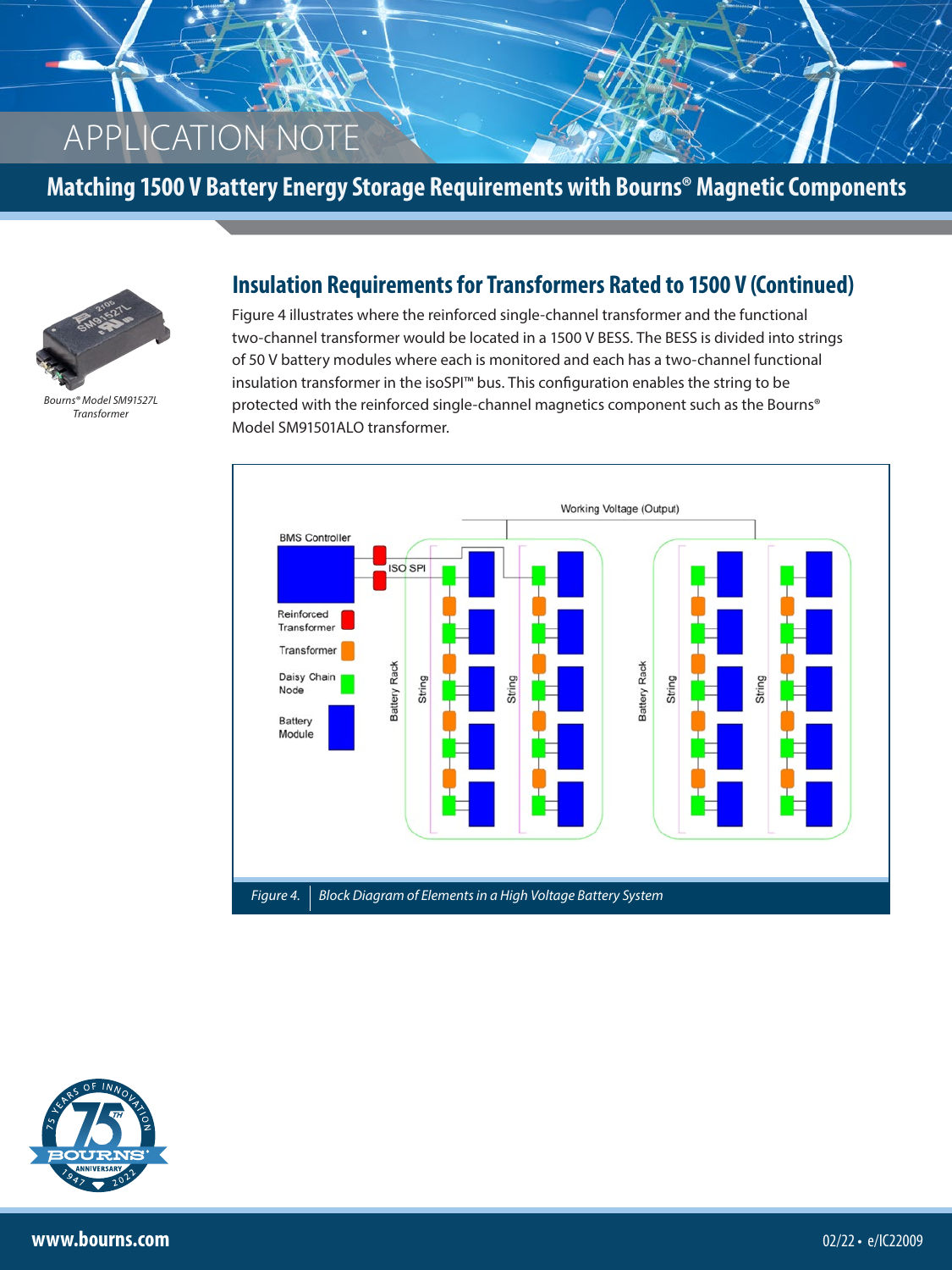## Insulation Requirements for Transformers Rated to 1500 V (Continued)

Bourns® Model SM91527L Transformer

Figure 4 illustrates where the reinforced single-channel transformer and the functional two-channel transformer would be located in a 1500 V BESS. The BESS is divided into strings of 50 V battery modules where each is monitored and each has a two-channel functional insulation transformer in the isoSPI™ bus. This configuration enables the string to be protected with the reinforced single-channel magnetics component such as the Bourns® Model SM91501ALO transformer.

*Figure 4.* *Block Diagram of Elements in a High Voltage Battery System*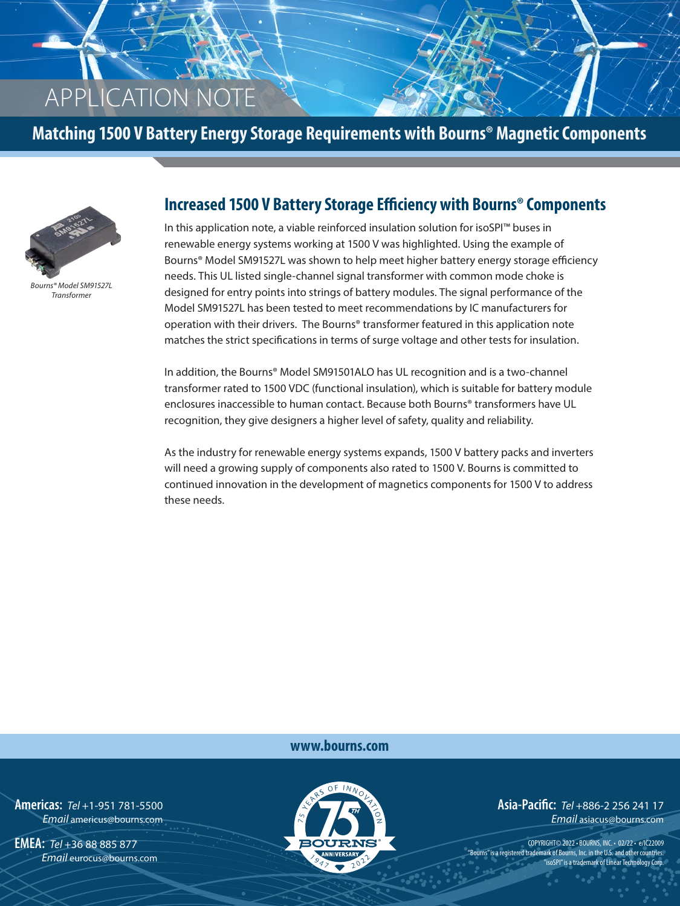# APPLICATION NOTE

## Matching 1500 V Battery Energy Storage Requirements with Bourns® Magnetic Components

*Bourns® Model SM91527L Transformer*

### Increased 1500 V Battery Storage Efficiency with Bourns® Components

In this application note, a viable reinforced insulation solution for isoSPI™ buses in renewable energy systems working at 1500 V was highlighted. Using the example of Bourns® Model SM91527L was shown to help meet higher battery energy storage efficiency needs. This UL listed single-channel signal transformer with common mode choke is designed for entry points into strings of battery modules. The signal performance of the Model SM91527L has been tested to meet recommendations by IC manufacturers for operation with their drivers. The Bourns® transformer featured in this application note matches the strict specifications in terms of surge voltage and other tests for insulation.

In addition, the Bourns® Model SM91501ALO has UL recognition and is a two-channel transformer rated to 1500 VDC (functional insulation), which is suitable for battery module enclosures inaccessible to human contact. Because both Bourns® transformers have UL recognition, they give designers a higher level of safety, quality and reliability.

As the industry for renewable energy systems expands, 1500 V battery packs and inverters will need a growing supply of components also rated to 1500 V. Bourns is committed to continued innovation in the development of magnetics components for 1500 V to address these needs.

**www.bourns.com**

**Americas:** *Tel* +1-951 781-5500
*Email* americus@bourns.com

**EMEA:** *Tel* +36 88 885 877
*Email* eurocus@bourns.com

**Asia-Pacific:** *Tel* +886-2 256 241 17
*Email* asiacus@bourns.com

COPYRIGHT© 2022 • BOURNS, INC. • 02/22 • e/IC22009
"Bourns" is a registered trademark of Bourns, Inc. in the U.S. and other countries.
"isoSPI" is a trademark of Linear Technology Corp.